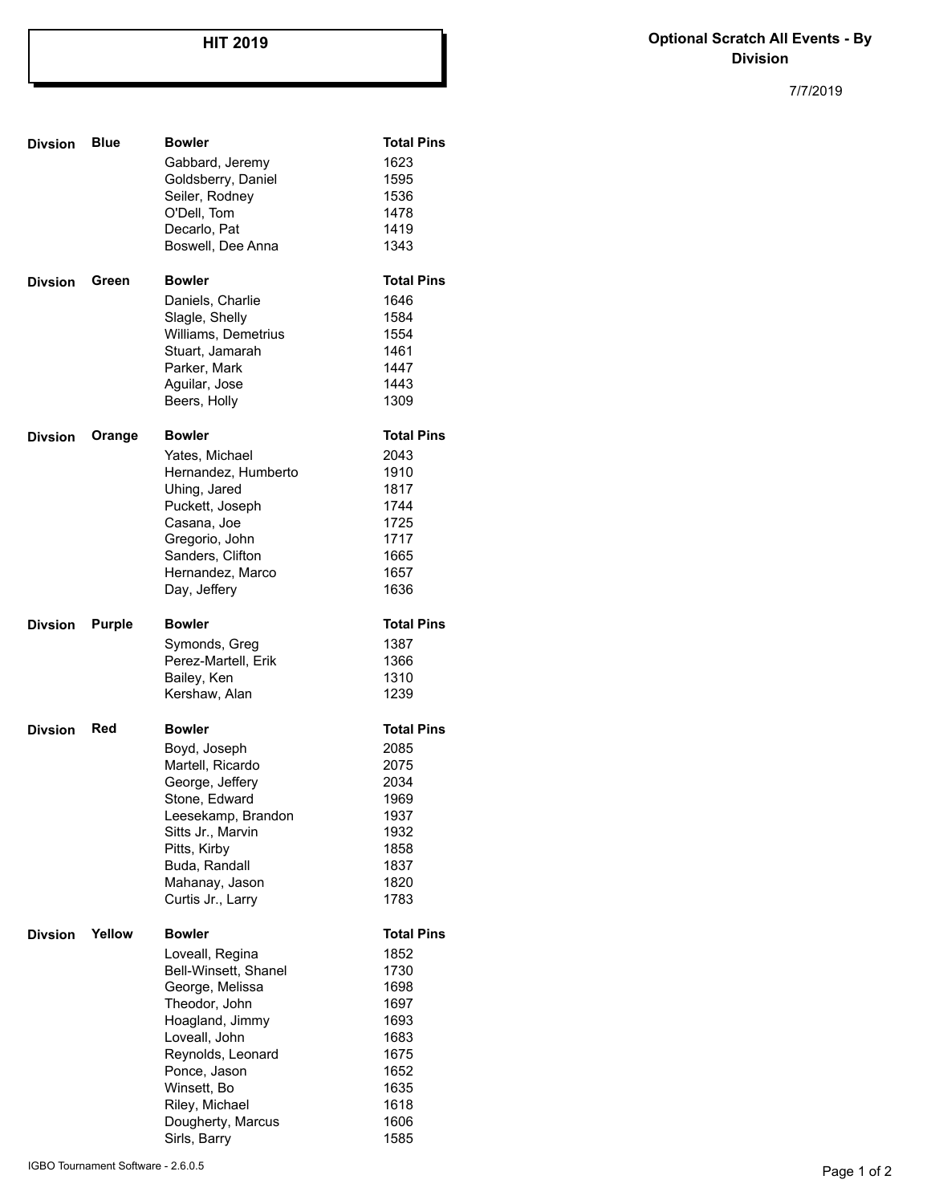# HIT 2019

**Optional Scratch All Events - By Division**

7/7/2019

**Divsion Blue**

| Bowler | Total Pins |
|---|---|
| Gabbard, Jeremy | 1623 |
| Goldsberry, Daniel | 1595 |
| Seiler, Rodney | 1536 |
| O'Dell, Tom | 1478 |
| Decarlo, Pat | 1419 |
| Boswell, Dee Anna | 1343 |

**Divsion Green**

| Bowler | Total Pins |
|---|---|
| Daniels, Charlie | 1646 |
| Slagle, Shelly | 1584 |
| Williams, Demetrius | 1554 |
| Stuart, Jamarah | 1461 |
| Parker, Mark | 1447 |
| Aguilar, Jose | 1443 |
| Beers, Holly | 1309 |

**Divsion Orange**

| Bowler | Total Pins |
|---|---|
| Yates, Michael | 2043 |
| Hernandez, Humberto | 1910 |
| Uhing, Jared | 1817 |
| Puckett, Joseph | 1744 |
| Casana, Joe | 1725 |
| Gregorio, John | 1717 |
| Sanders, Clifton | 1665 |
| Hernandez, Marco | 1657 |
| Day, Jeffery | 1636 |

**Divsion Purple**

| Bowler | Total Pins |
|---|---|
| Symonds, Greg | 1387 |
| Perez-Martell, Erik | 1366 |
| Bailey, Ken | 1310 |
| Kershaw, Alan | 1239 |

**Divsion Red**

| Bowler | Total Pins |
|---|---|
| Boyd, Joseph | 2085 |
| Martell, Ricardo | 2075 |
| George, Jeffery | 2034 |
| Stone, Edward | 1969 |
| Leesekamp, Brandon | 1937 |
| Sitts Jr., Marvin | 1932 |
| Pitts, Kirby | 1858 |
| Buda, Randall | 1837 |
| Mahanay, Jason | 1820 |
| Curtis Jr., Larry | 1783 |

**Divsion Yellow**

| Bowler | Total Pins |
|---|---|
| Loveall, Regina | 1852 |
| Bell-Winsett, Shanel | 1730 |
| George, Melissa | 1698 |
| Theodor, John | 1697 |
| Hoagland, Jimmy | 1693 |
| Loveall, John | 1683 |
| Reynolds, Leonard | 1675 |
| Ponce, Jason | 1652 |
| Winsett, Bo | 1635 |
| Riley, Michael | 1618 |
| Dougherty, Marcus | 1606 |
| Sirls, Barry | 1585 |

IGBO Tournament Software - 2.6.0.5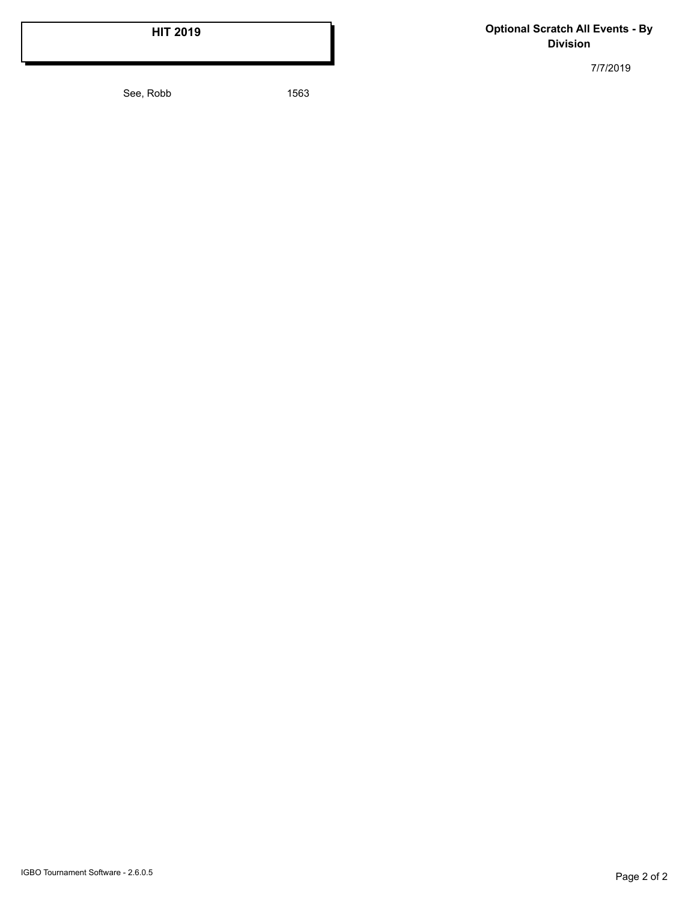**HIT 2019**

**Optional Scratch All Events - By Division**

7/7/2019

| | |
|---|---|
| See, Robb | 1563 |

IGBO Tournament Software - 2.6.0.5